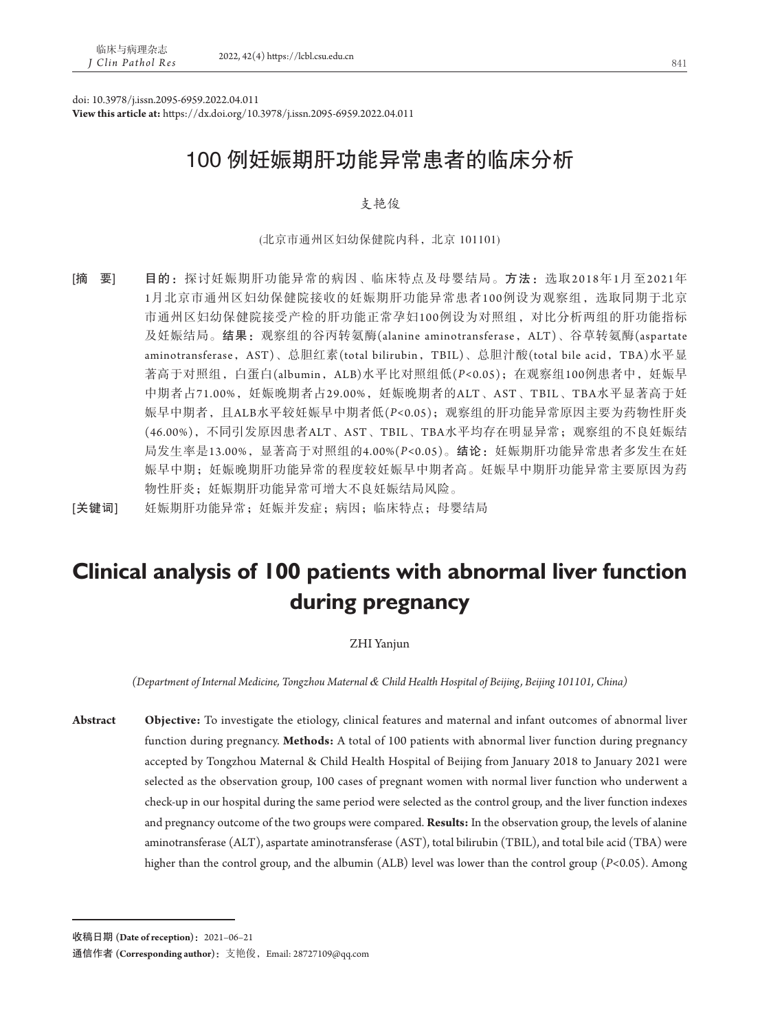doi: 10.3978/j.issn.2095-6959.2022.04.011

**View this article at:** https://dx.doi.org/10.3978/j.issn.2095-6959.2022.04.011

# 100 例妊娠期肝功能异常患者的临床分析

支艳俊

(北京市通州区妇幼保健院内科，北京 101101)

[摘　要]　**目的：**探讨妊娠期肝功能异常的病因、临床特点及母婴结局。**方法：**选取2018年1月至2021年1月北京市通州区妇幼保健院接收的妊娠期肝功能异常患者100例设为观察组，选取同期于北京市通州区妇幼保健院接受产检的肝功能正常孕妇100例设为对照组，对比分析两组的肝功能指标及妊娠结局。**结果：**观察组的谷丙转氨酶(alanine aminotransferase，ALT)、谷草转氨酶(aspartate aminotransferase，AST)、总胆红素(total bilirubin，TBIL)、总胆汁酸(total bile acid，TBA)水平显著高于对照组，白蛋白(albumin，ALB)水平比对照组低($P<0.05$)；在观察组100例患者中，妊娠早中期者占71.00%，妊娠晚期者占29.00%，妊娠晚期者的ALT、AST、TBIL、TBA水平显著高于妊娠早中期者，且ALB水平较妊娠早中期者低($P<0.05$)；观察组的肝功能异常原因主要为药物性肝炎(46.00%)，不同引发原因患者ALT、AST、TBIL、TBA水平均存在明显异常；观察组的不良妊娠结局发生率是13.00%，显著高于对照组的4.00%($P<0.05$)。**结论：**妊娠期肝功能异常患者多发生在妊娠早中期；妊娠晚期肝功能异常的程度较妊娠早中期者高。妊娠早中期肝功能异常主要原因为药物性肝炎；妊娠期肝功能异常可增大不良妊娠结局风险。

[关键词]　妊娠期肝功能异常；妊娠并发症；病因；临床特点；母婴结局

# Clinical analysis of 100 patients with abnormal liver function during pregnancy

ZHI Yanjun

*(Department of Internal Medicine, Tongzhou Maternal & Child Health Hospital of Beijing, Beijing 101101, China)*

**Abstract**　**Objective:** To investigate the etiology, clinical features and maternal and infant outcomes of abnormal liver function during pregnancy. **Methods:** A total of 100 patients with abnormal liver function during pregnancy accepted by Tongzhou Maternal & Child Health Hospital of Beijing from January 2018 to January 2021 were selected as the observation group, 100 cases of pregnant women with normal liver function who underwent a check-up in our hospital during the same period were selected as the control group, and the liver function indexes and pregnancy outcome of the two groups were compared. **Results:** In the observation group, the levels of alanine aminotransferase (ALT), aspartate aminotransferase (AST), total bilirubin (TBIL), and total bile acid (TBA) were higher than the control group, and the albumin (ALB) level was lower than the control group ($P<0.05$). Among

---

**收稿日期 (Date of reception)：**2021–06–21

**通信作者 (Corresponding author)：**支艳俊，Email: 28727109@qq.com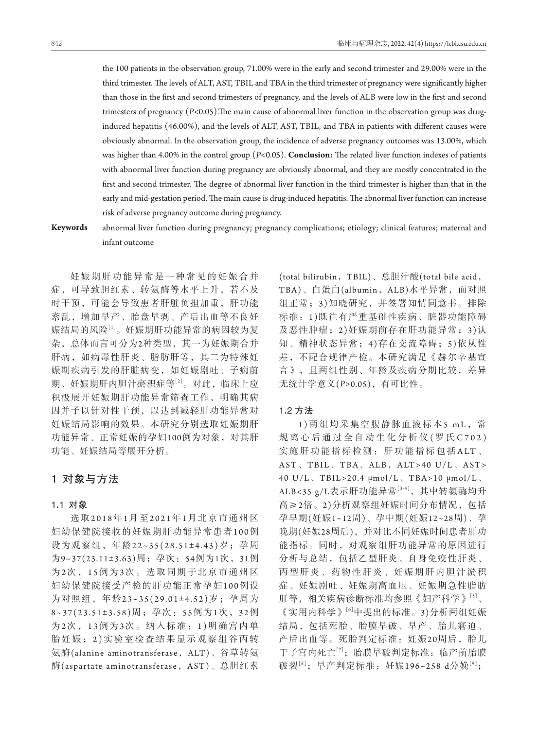the 100 patients in the observation group, 71.00% were in the early and second trimester and 29.00% were in the third trimester. The levels of ALT, AST, TBIL and TBA in the third trimester of pregnancy were significantly higher than those in the first and second trimesters of pregnancy, and the levels of ALB were low in the first and second trimesters of pregnancy ($P<0.05$).The main cause of abnormal liver function in the observation group was drug-induced hepatitis (46.00%), and the levels of ALT, AST, TBIL, and TBA in patients with different causes were obviously abnormal. In the observation group, the incidence of adverse pregnancy outcomes was 13.00%, which was higher than 4.00% in the control group ($P<0.05$). **Conclusion:** The related liver function indexes of patients with abnormal liver function during pregnancy are obviously abnormal, and they are mostly concentrated in the first and second trimester. The degree of abnormal liver function in the third trimester is higher than that in the early and mid-gestation period. The main cause is drug-induced hepatitis. The abnormal liver function can increase risk of adverse pregnancy outcome during pregnancy.

**Keywords** abnormal liver function during pregnancy; pregnancy complications; etiology; clinical features; maternal and infant outcome

妊娠期肝功能异常是一种常见的妊娠合并症，可导致胆红素、转氨酶等水平上升，若不及时干预，可能会导致患者肝脏负担加重，肝功能紊乱，增加早产、胎盘早剥、产后出血等不良妊娠结局的风险[1]。妊娠期肝功能异常的病因较为复杂，总体而言可分为2种类型，其一为妊娠期合并肝病，如病毒性肝炎、脂肪肝等，其二为特殊妊娠期疾病引发的肝脏病变，如妊娠剧吐、子痫前期、妊娠期肝内胆汁瘀积症等[2]。对此，临床上应积极展开妊娠期肝功能异常筛查工作，明确其病因并予以针对性干预，以达到减轻肝功能异常对妊娠结局影响的效果。本研究分别选取妊娠期肝功能异常、正常妊娠的孕妇100例为对象，对其肝功能、妊娠结局等展开分析。

## 1 对象与方法

### 1.1 对象

选取2018年1月至2021年1月北京市通州区妇幼保健院接收的妊娠期肝功能异常患者100例设为观察组，年龄22~35(28.51±4.43)岁；孕周为9~37(23.11±3.63)周；孕次：54例为1次，31例为2次，15例为3次。选取同期于北京市通州区妇幼保健院接受产检的肝功能正常孕妇100例设为对照组，年龄23~35(29.01±4.52)岁；孕周为8~37(23.51±3.58)周；孕次：55例为1次，32例为2次，13例为3次。纳入标准：1)明确宫内单胎妊娠；2)实验室检查结果显示观察组谷丙转氨酶(alanine aminotransferase，ALT)、谷草转氨酶(aspartate aminotransferase，AST)、总胆红素(total bilirubin，TBIL)、总胆汁酸(total bile acid，TBA)、白蛋白(albumin，ALB)水平异常，而对照组正常；3)知晓研究，并签署知情同意书。排除标准：1)既往有严重基础性疾病、脏器功能障碍及恶性肿瘤；2)妊娠期前存在肝功能异常；3)认知、精神状态异常；4)存在交流障碍；5)依从性差，不配合规律产检。本研究满足《赫尔辛基宣言》，且两组性别、年龄及疾病分期比较，差异无统计学意义($P>0.05$)，有可比性。

### 1.2 方法

1)两组均采集空腹静脉血液标本5 mL，常规离心后通过全自动生化分析仪(罗氏C702)实施肝功能指标检测：肝功能指标包括ALT、AST、TBIL、TBA、ALB，ALT>40 U/L、AST>40 U/L、TBIL>20.4 μmol/L、TBA>10 μmol/L、ALB<35 g/L表示肝功能异常[3-4]，其中转氨酶均升高≥2倍。2)分析观察组妊娠时间分布情况，包括孕早期(妊娠1~12周)、孕中期(妊娠12~28周)、孕晚期(妊娠28周后)，并对比不同妊娠时间患者肝功能指标。同时，对观察组肝功能异常的原因进行分析与总结，包括乙型肝炎、自身免疫性肝炎、丙型肝炎、药物性肝炎、妊娠期肝内胆汁淤积症、妊娠剧吐、妊娠期高血压、妊娠期急性脂肪肝等，相关疾病诊断标准均参照《妇产科学》[5]、《实用内科学》[6]中提出的标准。3)分析两组妊娠结局，包括死胎、胎膜早破、早产、胎儿窘迫、产后出血等。死胎判定标准：妊娠20周后，胎儿于子宫内死亡[7]；胎膜早破判定标准：临产前胎膜破裂[8]；早产判定标准：妊娠196~258 d分娩[9]；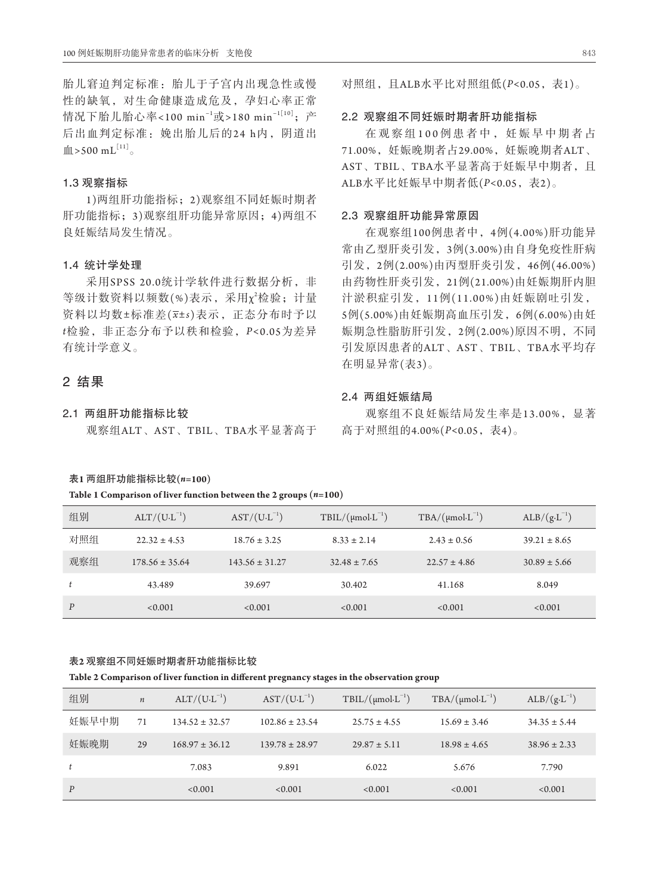胎儿窘迫判定标准：胎儿于子宫内出现急性或慢性的缺氧，对生命健康造成危及，孕妇心率正常情况下胎儿胎心率<100 $min^{-1}$或>180 $min^{-1}$[10]；产后出血判定标准：娩出胎儿后的24 h内，阴道出血>500 mL[11]。

### 1.3 观察指标

1)两组肝功能指标；2)观察组不同妊娠时期者肝功能指标；3)观察组肝功能异常原因；4)两组不良妊娠结局发生情况。

### 1.4 统计学处理

采用SPSS 20.0统计学软件进行数据分析，非等级计数资料以频数(%)表示，采用$\chi^2$检验；计量资料以均数±标准差($\bar{x}\pm s$)表示，正态分布时予以$t$检验，非正态分布予以秩和检验，$P$<0.05为差异有统计学意义。

## 2 结果

### 2.1 两组肝功能指标比较

观察组ALT、AST、TBIL、TBA水平显著高于对照组，且ALB水平比对照组低($P$<0.05，表1)。

### 2.2 观察组不同妊娠时期者肝功能指标

在观察组100例患者中，妊娠早中期者占71.00%，妊娠晚期者占29.00%，妊娠晚期者ALT、AST、TBIL、TBA水平显著高于妊娠早中期者，且ALB水平比妊娠早中期者低($P$<0.05，表2)。

### 2.3 观察组肝功能异常原因

在观察组100例患者中，4例(4.00%)肝功能异常由乙型肝炎引发，3例(3.00%)由自身免疫性肝病引发，2例(2.00%)由丙型肝炎引发，46例(46.00%)由药物性肝炎引发，21例(21.00%)由妊娠期肝内胆汁淤积症引发，11例(11.00%)由妊娠剧吐引发，5例(5.00%)由妊娠期高血压引发，6例(6.00%)由妊娠期急性脂肪肝引发，2例(2.00%)原因不明，不同引发原因患者的ALT、AST、TBIL、TBA水平均存在明显异常(表3)。

### 2.4 两组妊娠结局

观察组不良妊娠结局发生率是13.00%，显著高于对照组的4.00%($P$<0.05，表4)。

**表1 两组肝功能指标比较($n$=100)**

**Table 1 Comparison of liver function between the 2 groups ($n$=100)**

| 组别 | ALT/($U \cdot L^{-1}$) | AST/($U \cdot L^{-1}$) | TBIL/($\mu mol \cdot L^{-1}$) | TBA/($\mu mol \cdot L^{-1}$) | ALB/($g \cdot L^{-1}$) |
|---|---|---|---|---|---|
| 对照组 | 22.32 ± 4.53 | 18.76 ± 3.25 | 8.33 ± 2.14 | 2.43 ± 0.56 | 39.21 ± 8.65 |
| 观察组 | 178.56 ± 35.64 | 143.56 ± 31.27 | 32.48 ± 7.65 | 22.57 ± 4.86 | 30.89 ± 5.66 |
| $t$ | 43.489 | 39.697 | 30.402 | 41.168 | 8.049 |
| $P$ | <0.001 | <0.001 | <0.001 | <0.001 | <0.001 |

**表2 观察组不同妊娠时期者肝功能指标比较**

**Table 2 Comparison of liver function in different pregnancy stages in the observation group**

| 组别 | $n$ | ALT/($U \cdot L^{-1}$) | AST/($U \cdot L^{-1}$) | TBIL/($\mu mol \cdot L^{-1}$) | TBA/($\mu mol \cdot L^{-1}$) | ALB/($g \cdot L^{-1}$) |
|---|---|---|---|---|---|---|
| 妊娠早中期 | 71 | 134.52 ± 32.57 | 102.86 ± 23.54 | 25.75 ± 4.55 | 15.69 ± 3.46 | 34.35 ± 5.44 |
| 妊娠晚期 | 29 | 168.97 ± 36.12 | 139.78 ± 28.97 | 29.87 ± 5.11 | 18.98 ± 4.65 | 38.96 ± 2.33 |
| $t$ | | 7.083 | 9.891 | 6.022 | 5.676 | 7.790 |
| $P$ | | <0.001 | <0.001 | <0.001 | <0.001 | <0.001 |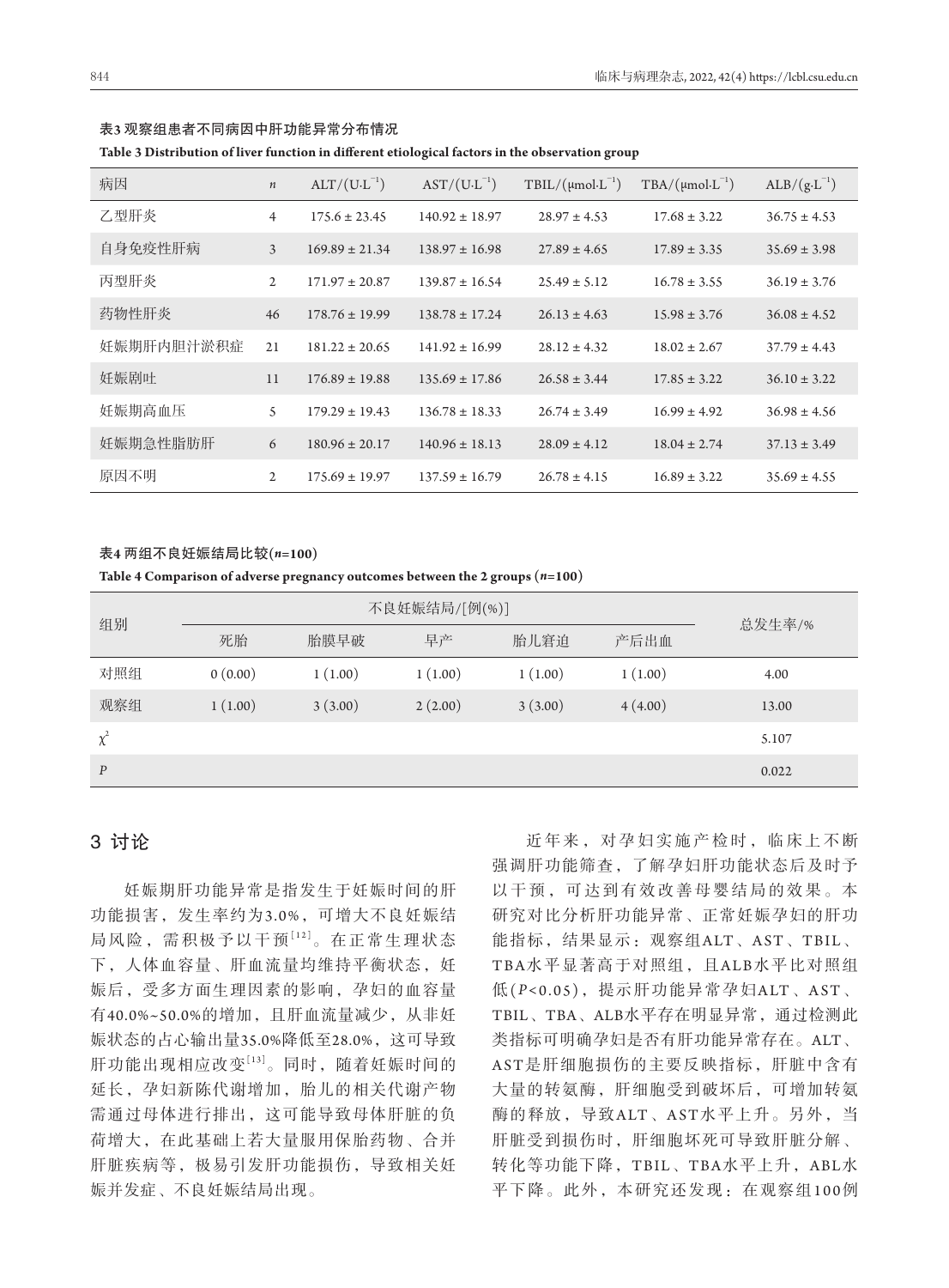**表3 观察组患者不同病因中肝功能异常分布情况**

**Table 3 Distribution of liver function in different etiological factors in the observation group**

| 病因 | $n$ | ALT/(U·L$^{-1}$) | AST/(U·L$^{-1}$) | TBIL/(μmol·L$^{-1}$) | TBA/(μmol·L$^{-1}$) | ALB/(g·L$^{-1}$) |
|---|---|---|---|---|---|---|
| 乙型肝炎 | 4 | 175.6 ± 23.45 | 140.92 ± 18.97 | 28.97 ± 4.53 | 17.68 ± 3.22 | 36.75 ± 4.53 |
| 自身免疫性肝病 | 3 | 169.89 ± 21.34 | 138.97 ± 16.98 | 27.89 ± 4.65 | 17.89 ± 3.35 | 35.69 ± 3.98 |
| 丙型肝炎 | 2 | 171.97 ± 20.87 | 139.87 ± 16.54 | 25.49 ± 5.12 | 16.78 ± 3.55 | 36.19 ± 3.76 |
| 药物性肝炎 | 46 | 178.76 ± 19.99 | 138.78 ± 17.24 | 26.13 ± 4.63 | 15.98 ± 3.76 | 36.08 ± 4.52 |
| 妊娠期肝内胆汁淤积症 | 21 | 181.22 ± 20.65 | 141.92 ± 16.99 | 28.12 ± 4.32 | 18.02 ± 2.67 | 37.79 ± 4.43 |
| 妊娠剧吐 | 11 | 176.89 ± 19.88 | 135.69 ± 17.86 | 26.58 ± 3.44 | 17.85 ± 3.22 | 36.10 ± 3.22 |
| 妊娠期高血压 | 5 | 179.29 ± 19.43 | 136.78 ± 18.33 | 26.74 ± 3.49 | 16.99 ± 4.92 | 36.98 ± 4.56 |
| 妊娠期急性脂肪肝 | 6 | 180.96 ± 20.17 | 140.96 ± 18.13 | 28.09 ± 4.12 | 18.04 ± 2.74 | 37.13 ± 3.49 |
| 原因不明 | 2 | 175.69 ± 19.97 | 137.59 ± 16.79 | 26.78 ± 4.15 | 16.89 ± 3.22 | 35.69 ± 4.55 |

**表4 两组不良妊娠结局比较($n$=100)**

**Table 4 Comparison of adverse pregnancy outcomes between the 2 groups ($n$=100)**

| 组别 | 不良妊娠结局/[例(%)] | | | | | 总发生率/% |
|---|---|---|---|---|---|---|
| | 死胎 | 胎膜早破 | 早产 | 胎儿窘迫 | 产后出血 | |
| 对照组 | 0 (0.00) | 1 (1.00) | 1 (1.00) | 1 (1.00) | 1 (1.00) | 4.00 |
| 观察组 | 1 (1.00) | 3 (3.00) | 2 (2.00) | 3 (3.00) | 4 (4.00) | 13.00 |
| $\chi^2$ | | | | | | 5.107 |
| $P$ | | | | | | 0.022 |

## 3 讨论

妊娠期肝功能异常是指发生于妊娠时间的肝功能损害，发生率约为3.0%，可增大不良妊娠结局风险，需积极予以干预[12]。在正常生理状态下，人体血容量、肝血流量均维持平衡状态，妊娠后，受多方面生理因素的影响，孕妇的血容量有40.0%~50.0%的增加，且肝血流量减少，从非妊娠状态的占心输出量35.0%降低至28.0%，这可导致肝功能出现相应改变[13]。同时，随着妊娠时间的延长，孕妇新陈代谢增加，胎儿的相关代谢产物需通过母体进行排出，这可能导致母体肝脏的负荷增大，在此基础上若大量服用保胎药物、合并肝脏疾病等，极易引发肝功能损伤，导致相关妊娠并发症、不良妊娠结局出现。

近年来，对孕妇实施产检时，临床上不断强调肝功能筛查，了解孕妇肝功能状态后及时予以干预，可达到有效改善母婴结局的效果。本研究对比分析肝功能异常、正常妊娠孕妇的肝功能指标，结果显示：观察组ALT、AST、TBIL、TBA水平显著高于对照组，且ALB水平比对照组低($P$<0.05)，提示肝功能异常孕妇ALT、AST、TBIL、TBA、ALB水平存在明显异常，通过检测此类指标可明确孕妇是否有肝功能异常存在。ALT、AST是肝细胞损伤的主要反映指标，肝脏中含有大量的转氨酶，肝细胞受到破坏后，可增加转氨酶的释放，导致ALT、AST水平上升。另外，当肝脏受到损伤时，肝细胞坏死可导致肝脏分解、转化等功能下降，TBIL、TBA水平上升，ABL水平下降。此外，本研究还发现：在观察组100例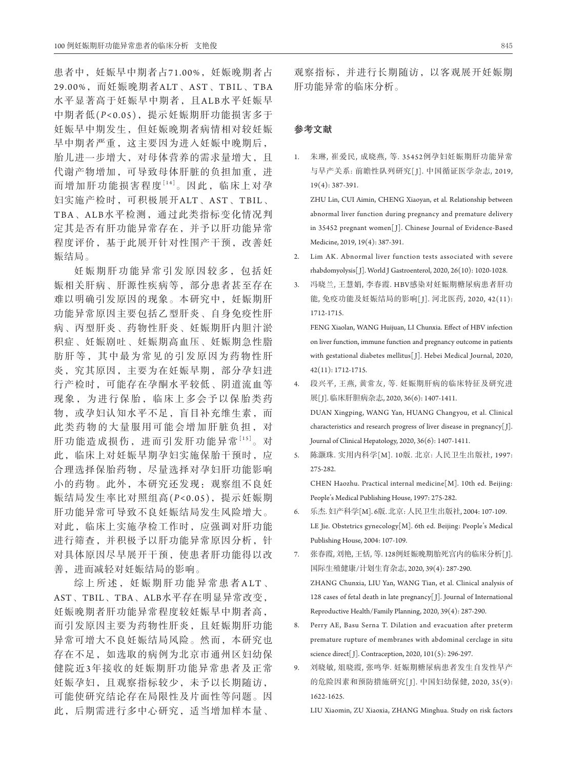患者中，妊娠早中期者占71.00%，妊娠晚期者占29.00%，而妊娠晚期者ALT、AST、TBIL、TBA水平显著高于妊娠早中期者，且ALB水平妊娠早中期者低($P<0.05$)，提示妊娠期肝功能损害多于妊娠早中期发生，但妊娠晚期者病情相对较妊娠早中期者严重，这主要因为进入妊娠中晚期后，胎儿进一步增大，对母体营养的需求量增大，且代谢产物增加，可导致母体肝脏的负担加重，进而增加肝功能损害程度[14]。因此，临床上对孕妇实施产检时，可积极展开ALT、AST、TBIL、TBA、ALB水平检测，通过此类指标变化情况判定其是否有肝功能异常存在，并予以肝功能异常程度评价，基于此展开针对性围产干预，改善妊娠结局。

妊娠期肝功能异常引发原因较多，包括妊娠相关肝病、肝源性疾病等，部分患者甚至存在难以明确引发原因的现象。本研究中，妊娠期肝功能异常原因主要包括乙型肝炎、自身免疫性肝病、丙型肝炎、药物性肝炎、妊娠期肝内胆汁淤积症、妊娠剧吐、妊娠期高血压、妊娠期急性脂肪肝等，其中最为常见的引发原因为药物性肝炎，究其原因，主要为在妊娠早期，部分孕妇进行产检时，可能存在孕酮水平较低、阴道流血等现象，为进行保胎，临床上多会予以保胎类药物，或孕妇认知水平不足，盲目补充维生素，而此类药物的大量服用可能会增加肝脏负担，对肝功能造成损伤，进而引发肝功能异常[15]。对此，临床上对妊娠早期孕妇实施保胎干预时，应合理选择保胎药物，尽量选择对孕妇肝功能影响小的药物。此外，本研究还发现：观察组不良妊娠结局发生率比对照组高($P<0.05$)，提示妊娠期肝功能异常可导致不良妊娠结局发生风险增大。对此，临床上实施孕检工作时，应强调对肝功能进行筛查，并积极予以肝功能异常原因分析，针对具体原因尽早展开干预，使患者肝功能得以改善，进而减轻对妊娠结局的影响。

综上所述，妊娠期肝功能异常患者ALT、AST、TBIL、TBA、ALB水平存在明显异常改变，妊娠晚期者肝功能异常程度较妊娠早中期者高，而引发原因主要为药物性肝炎，且妊娠期肝功能异常可增大不良妊娠结局风险。然而，本研究也存在不足，如选取的病例为北京市通州区妇幼保健院近3年接收的妊娠期肝功能异常患者及正常妊娠孕妇，且观察指标较少，未予以长期随访，可能使研究结论存在局限性及片面性等问题。因此，后期需进行多中心研究，适当增加样本量、观察指标，并进行长期随访，以客观展开妊娠期肝功能异常的临床分析。

## 参考文献

1. 朱琳, 崔爱民, 成晓燕, 等. 35452例孕妇妊娠期肝功能异常与早产关系: 前瞻性队列研究[J]. 中国循证医学杂志, 2019, 19(4): 387-391.
   ZHU Lin, CUI Aimin, CHENG Xiaoyan, et al. Relationship between abnormal liver function during pregnancy and premature delivery in 35452 pregnant women[J]. Chinese Journal of Evidence-Based Medicine, 2019, 19(4): 387-391.
2. Lim AK. Abnormal liver function tests associated with severe rhabdomyolysis[J]. World J Gastroenterol, 2020, 26(10): 1020-1028.
3. 冯晓兰, 王慧娟, 李春霞. HBV感染对妊娠期糖尿病患者肝功能, 免疫功能及妊娠结局的影响[J]. 河北医药, 2020, 42(11): 1712-1715.
   FENG Xiaolan, WANG Huijuan, LI Chunxia. Effect of HBV infection on liver function, immune function and pregnancy outcome in patients with gestational diabetes mellitus[J]. Hebei Medical Journal, 2020, 42(11): 1712-1715.
4. 段兴平, 王燕, 黄常友, 等. 妊娠期肝病的临床特征及研究进展[J]. 临床肝胆病杂志, 2020, 36(6): 1407-1411.
   DUAN Xingping, WANG Yan, HUANG Changyou, et al. Clinical characteristics and research progress of liver disease in pregnancy[J]. Journal of Clinical Hepatology, 2020, 36(6): 1407-1411.
5. 陈灏珠. 实用内科学[M]. 10版. 北京: 人民卫生出版社, 1997: 275-282.
   CHEN Haozhu. Practical internal medicine[M]. 10th ed. Beijing: People's Medical Publishing House, 1997: 275-282.
6. 乐杰. 妇产科学[M]. 6版. 北京: 人民卫生出版社, 2004: 107-109.
   LE Jie. Obstetrics gynecology[M]. 6th ed. Beijing: People's Medical Publishing House, 2004: 107-109.
7. 张春霞, 刘艳, 王恬, 等. 128例妊娠晚期胎死宫内的临床分析[J]. 国际生殖健康/计划生育杂志, 2020, 39(4): 287-290.
   ZHANG Chunxia, LIU Yan, WANG Tian, et al. Clinical analysis of 128 cases of fetal death in late pregnancy[J]. Journal of International Reproductive Health/Family Planning, 2020, 39(4): 287-290.
8. Perry AE, Basu Serna T. Dilation and evacuation after preterm premature rupture of membranes with abdominal cerclage in situ science direct[J]. Contraception, 2020, 101(5): 296-297.
9. 刘晓敏, 俎晓霞, 张鸣华. 妊娠期糖尿病患者发生自发性早产的危险因素和预防措施研究[J]. 中国妇幼保健, 2020, 35(9): 1622-1625.
   LIU Xiaomin, ZU Xiaoxia, ZHANG Minghua. Study on risk factors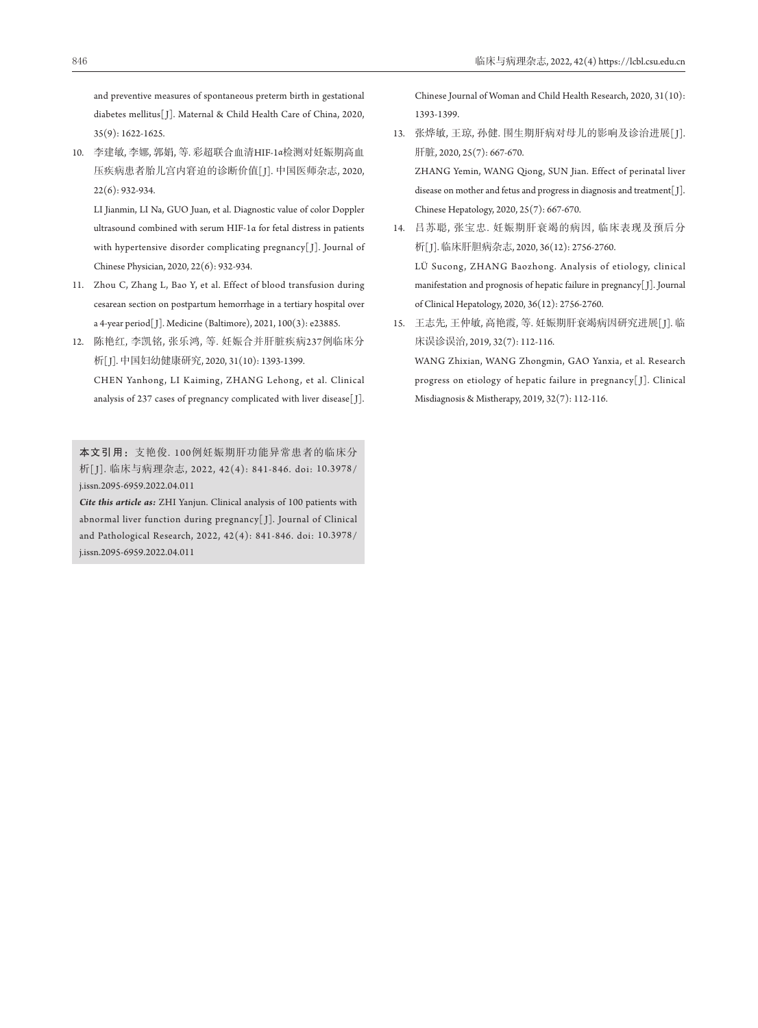and preventive measures of spontaneous preterm birth in gestational diabetes mellitus[J]. Maternal & Child Health Care of China, 2020, 35(9): 1622-1625.

10. 李建敏, 李娜, 郭娟, 等. 彩超联合血清HIF-1α检测对妊娠期高血压疾病患者胎儿宫内窘迫的诊断价值[J]. 中国医师杂志, 2020, 22(6): 932-934.

    LI Jianmin, LI Na, GUO Juan, et al. Diagnostic value of color Doppler ultrasound combined with serum HIF-1α for fetal distress in patients with hypertensive disorder complicating pregnancy[J]. Journal of Chinese Physician, 2020, 22(6): 932-934.

11. Zhou C, Zhang L, Bao Y, et al. Effect of blood transfusion during cesarean section on postpartum hemorrhage in a tertiary hospital over a 4-year period[J]. Medicine (Baltimore), 2021, 100(3): e23885.

12. 陈艳红, 李凯铭, 张乐鸿, 等. 妊娠合并肝脏疾病237例临床分析[J]. 中国妇幼健康研究, 2020, 31(10): 1393-1399.

    CHEN Yanhong, LI Kaiming, ZHANG Lehong, et al. Clinical analysis of 237 cases of pregnancy complicated with liver disease[J]. Chinese Journal of Woman and Child Health Research, 2020, 31(10): 1393-1399.

13. 张烨敏, 王琼, 孙健. 围生期肝病对母儿的影响及诊治进展[J]. 肝脏, 2020, 25(7): 667-670.

    ZHANG Yemin, WANG Qiong, SUN Jian. Effect of perinatal liver disease on mother and fetus and progress in diagnosis and treatment[J]. Chinese Hepatology, 2020, 25(7): 667-670.

14. 吕苏聪, 张宝忠. 妊娠期肝衰竭的病因, 临床表现及预后分析[J]. 临床肝胆病杂志, 2020, 36(12): 2756-2760.

    LÜ Sucong, ZHANG Baozhong. Analysis of etiology, clinical manifestation and prognosis of hepatic failure in pregnancy[J]. Journal of Clinical Hepatology, 2020, 36(12): 2756-2760.

15. 王志先, 王仲敏, 高艳霞, 等. 妊娠期肝衰竭病因研究进展[J]. 临床误诊误治, 2019, 32(7): 112-116.

    WANG Zhixian, WANG Zhongmin, GAO Yanxia, et al. Research progress on etiology of hepatic failure in pregnancy[J]. Clinical Misdiagnosis & Mistherapy, 2019, 32(7): 112-116.

**本文引用：** 支艳俊. 100例妊娠期肝功能异常患者的临床分析[J]. 临床与病理杂志, 2022, 42(4): 841-846. doi: 10.3978/j.issn.2095-6959.2022.04.011

***Cite this article as:*** ZHI Yanjun. Clinical analysis of 100 patients with abnormal liver function during pregnancy[J]. Journal of Clinical and Pathological Research, 2022, 42(4): 841-846. doi: 10.3978/j.issn.2095-6959.2022.04.011